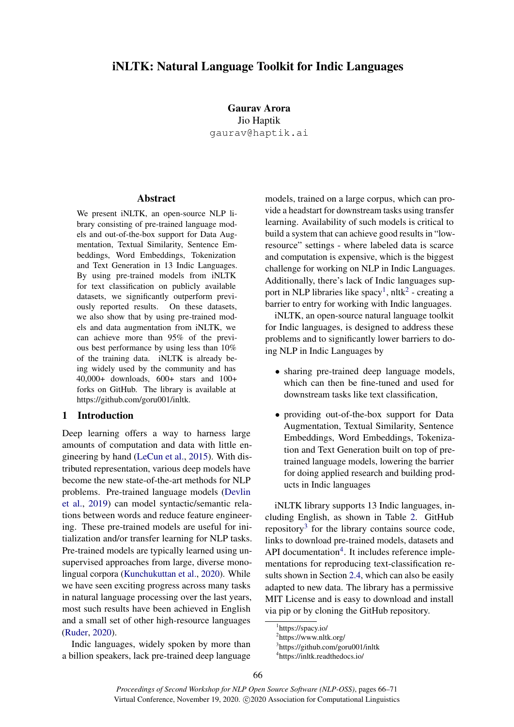# iNLTK: Natural Language Toolkit for Indic Languages

**Gaurav Arora**
Jio Haptik
gaurav@haptik.ai

## Abstract

We present iNLTK, an open-source NLP library consisting of pre-trained language models and out-of-the-box support for Data Augmentation, Textual Similarity, Sentence Embeddings, Word Embeddings, Tokenization and Text Generation in 13 Indic Languages. By using pre-trained models from iNLTK for text classification on publicly available datasets, we significantly outperform previously reported results. On these datasets, we also show that by using pre-trained models and data augmentation from iNLTK, we can achieve more than 95% of the previous best performance by using less than 10% of the training data. iNLTK is already being widely used by the community and has 40,000+ downloads, 600+ stars and 100+ forks on GitHub. The library is available at https://github.com/goru001/inltk.

## 1 Introduction

Deep learning offers a way to harness large amounts of computation and data with little engineering by hand (LeCun et al., 2015). With distributed representation, various deep models have become the new state-of-the-art methods for NLP problems. Pre-trained language models (Devlin et al., 2019) can model syntactic/semantic relations between words and reduce feature engineering. These pre-trained models are useful for initialization and/or transfer learning for NLP tasks. Pre-trained models are typically learned using unsupervised approaches from large, diverse monolingual corpora (Kunchukuttan et al., 2020). While we have seen exciting progress across many tasks in natural language processing over the last years, most such results have been achieved in English and a small set of other high-resource languages (Ruder, 2020).

Indic languages, widely spoken by more than a billion speakers, lack pre-trained deep language models, trained on a large corpus, which can provide a headstart for downstream tasks using transfer learning. Availability of such models is critical to build a system that can achieve good results in "low-resource" settings - where labeled data is scarce and computation is expensive, which is the biggest challenge for working on NLP in Indic Languages. Additionally, there's lack of Indic languages support in NLP libraries like spacy[1], nltk[2] - creating a barrier to entry for working with Indic languages.

iNLTK, an open-source natural language toolkit for Indic languages, is designed to address these problems and to significantly lower barriers to doing NLP in Indic Languages by

- sharing pre-trained deep language models, which can then be fine-tuned and used for downstream tasks like text classification,
- providing out-of-the-box support for Data Augmentation, Textual Similarity, Sentence Embeddings, Word Embeddings, Tokenization and Text Generation built on top of pre-trained language models, lowering the barrier for doing applied research and building products in Indic languages

iNLTK library supports 13 Indic languages, including English, as shown in Table 2. GitHub repository[3] for the library contains source code, links to download pre-trained models, datasets and API documentation[4]. It includes reference implementations for reproducing text-classification results shown in Section 2.4, which can also be easily adapted to new data. The library has a permissive MIT License and is easy to download and install via pip or by cloning the GitHub repository.

[1] https://spacy.io/
[2] https://www.nltk.org/
[3] https://github.com/goru001/inltk
[4] https://inltk.readthedocs.io/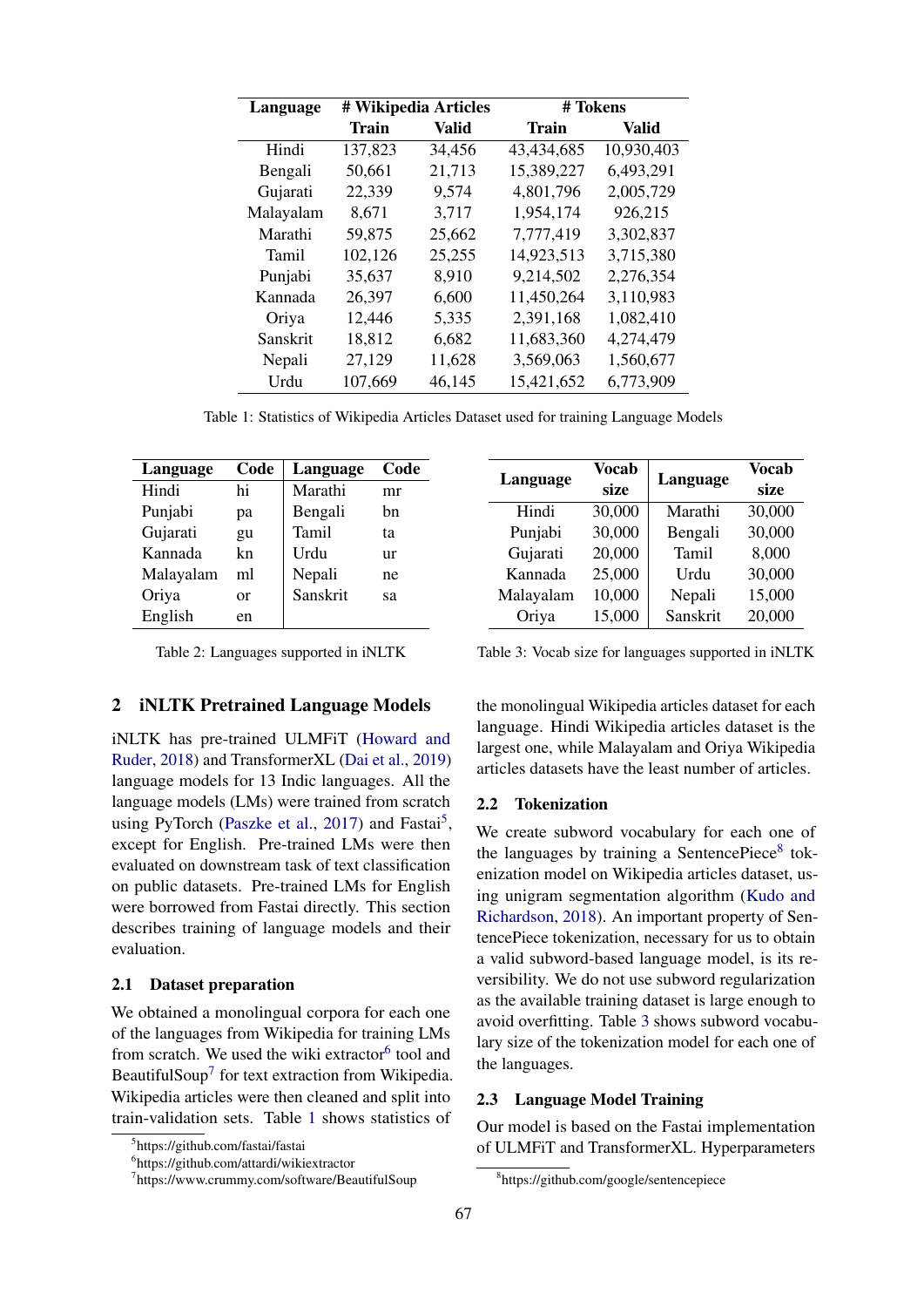| Language | # Wikipedia Articles | | # Tokens | |
|---|---|---|---|---|
| | Train | Valid | Train | Valid |
| Hindi | 137,823 | 34,456 | 43,434,685 | 10,930,403 |
| Bengali | 50,661 | 21,713 | 15,389,227 | 6,493,291 |
| Gujarati | 22,339 | 9,574 | 4,801,796 | 2,005,729 |
| Malayalam | 8,671 | 3,717 | 1,954,174 | 926,215 |
| Marathi | 59,875 | 25,662 | 7,777,419 | 3,302,837 |
| Tamil | 102,126 | 25,255 | 14,923,513 | 3,715,380 |
| Punjabi | 35,637 | 8,910 | 9,214,502 | 2,276,354 |
| Kannada | 26,397 | 6,600 | 11,450,264 | 3,110,983 |
| Oriya | 12,446 | 5,335 | 2,391,168 | 1,082,410 |
| Sanskrit | 18,812 | 6,682 | 11,683,360 | 4,274,479 |
| Nepali | 27,129 | 11,628 | 3,569,063 | 1,560,677 |
| Urdu | 107,669 | 46,145 | 15,421,652 | 6,773,909 |

Table 1: Statistics of Wikipedia Articles Dataset used for training Language Models

| Language | Code | Language | Code |
|---|---|---|---|
| Hindi | hi | Marathi | mr |
| Punjabi | pa | Bengali | bn |
| Gujarati | gu | Tamil | ta |
| Kannada | kn | Urdu | ur |
| Malayalam | ml | Nepali | ne |
| Oriya | or | Sanskrit | sa |
| English | en | | |

Table 2: Languages supported in iNLTK

| Language | Vocab size | Language | Vocab size |
|---|---|---|---|
| Hindi | 30,000 | Marathi | 30,000 |
| Punjabi | 30,000 | Bengali | 30,000 |
| Gujarati | 20,000 | Tamil | 8,000 |
| Kannada | 25,000 | Urdu | 30,000 |
| Malayalam | 10,000 | Nepali | 15,000 |
| Oriya | 15,000 | Sanskrit | 20,000 |

Table 3: Vocab size for languages supported in iNLTK

## 2 iNLTK Pretrained Language Models

iNLTK has pre-trained ULMFiT (Howard and Ruder, 2018) and TransformerXL (Dai et al., 2019) language models for 13 Indic languages. All the language models (LMs) were trained from scratch using PyTorch (Paszke et al., 2017) and Fastai[5], except for English. Pre-trained LMs were then evaluated on downstream task of text classification on public datasets. Pre-trained LMs for English were borrowed from Fastai directly. This section describes training of language models and their evaluation.

### 2.1 Dataset preparation

We obtained a monolingual corpora for each one of the languages from Wikipedia for training LMs from scratch. We used the wiki extractor[6] tool and BeautifulSoup[7] for text extraction from Wikipedia. Wikipedia articles were then cleaned and split into train-validation sets. Table 1 shows statistics of the monolingual Wikipedia articles dataset for each language. Hindi Wikipedia articles dataset is the largest one, while Malayalam and Oriya Wikipedia articles datasets have the least number of articles.

### 2.2 Tokenization

We create subword vocabulary for each one of the languages by training a SentencePiece[8] tokenization model on Wikipedia articles dataset, using unigram segmentation algorithm (Kudo and Richardson, 2018). An important property of SentencePiece tokenization, necessary for us to obtain a valid subword-based language model, is its reversibility. We do not use subword regularization as the available training dataset is large enough to avoid overfitting. Table 3 shows subword vocabulary size of the tokenization model for each one of the languages.

### 2.3 Language Model Training

Our model is based on the Fastai implementation of ULMFiT and TransformerXL. Hyperparameters

[5]https://github.com/fastai/fastai

[6]https://github.com/attardi/wikiextractor

[7]https://www.crummy.com/software/BeautifulSoup

[8]https://github.com/google/sentencepiece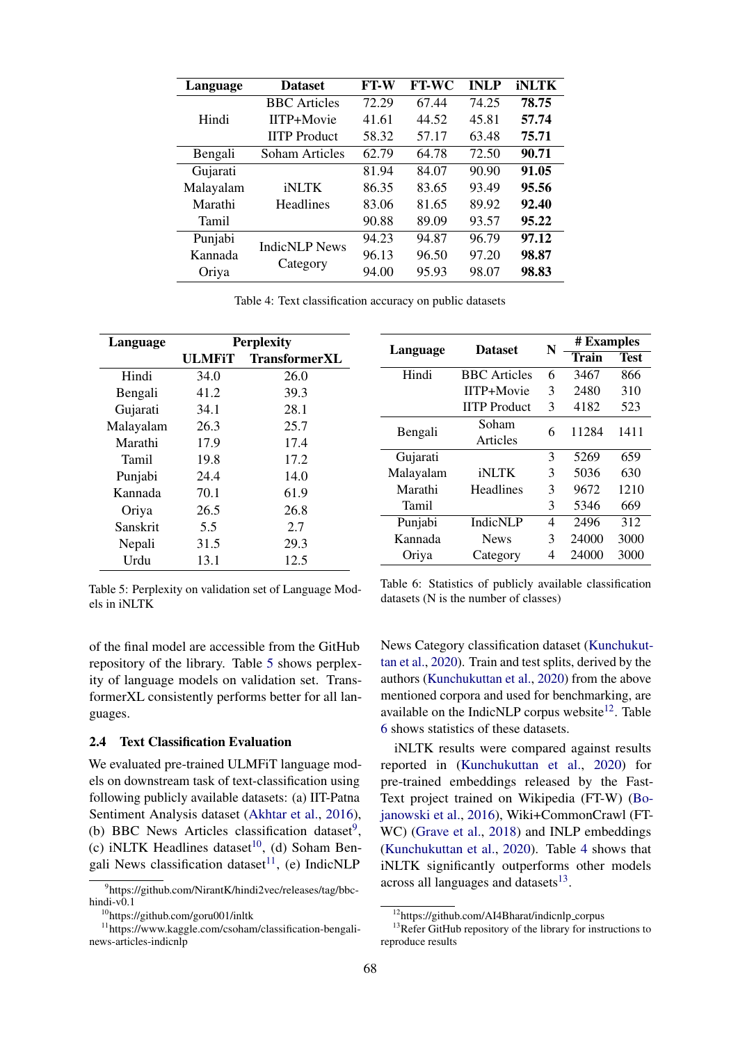| Language | Dataset | FT-W | FT-WC | INLP | iNLTK |
|---|---|---|---|---|---|
| Hindi | BBC Articles | 72.29 | 67.44 | 74.25 | **78.75** |
| | IITP+Movie | 41.61 | 44.52 | 45.81 | **57.74** |
| | IITP Product | 58.32 | 57.17 | 63.48 | **75.71** |
| Bengali | Soham Articles | 62.79 | 64.78 | 72.50 | **90.71** |
| Gujarati | iNLTK Headlines | 81.94 | 84.07 | 90.90 | **91.05** |
| Malayalam | | 86.35 | 83.65 | 93.49 | **95.56** |
| Marathi | | 83.06 | 81.65 | 89.92 | **92.40** |
| Tamil | | 90.88 | 89.09 | 93.57 | **95.22** |
| Punjabi | IndicNLP News Category | 94.23 | 94.87 | 96.79 | **97.12** |
| Kannada | | 96.13 | 96.50 | 97.20 | **98.87** |
| Oriya | | 94.00 | 95.93 | 98.07 | **98.83** |

Table 4: Text classification accuracy on public datasets

| Language | Perplexity | |
|---|---|---|
| | ULMFiT | TransformerXL |
| Hindi | 34.0 | 26.0 |
| Bengali | 41.2 | 39.3 |
| Gujarati | 34.1 | 28.1 |
| Malayalam | 26.3 | 25.7 |
| Marathi | 17.9 | 17.4 |
| Tamil | 19.8 | 17.2 |
| Punjabi | 24.4 | 14.0 |
| Kannada | 70.1 | 61.9 |
| Oriya | 26.5 | 26.8 |
| Sanskrit | 5.5 | 2.7 |
| Nepali | 31.5 | 29.3 |
| Urdu | 13.1 | 12.5 |

Table 5: Perplexity on validation set of Language Models in iNLTK

| Language | Dataset | N | # Examples | |
|---|---|---|---|---|
| | | | Train | Test |
| Hindi | BBC Articles | 6 | 3467 | 866 |
| | IITP+Movie | 3 | 2480 | 310 |
| | IITP Product | 3 | 4182 | 523 |
| Bengali | Soham Articles | 6 | 11284 | 1411 |
| Gujarati | iNLTK Headlines | 3 | 5269 | 659 |
| Malayalam | | 3 | 5036 | 630 |
| Marathi | | 3 | 9672 | 1210 |
| Tamil | | 3 | 5346 | 669 |
| Punjabi | IndicNLP News Category | 4 | 2496 | 312 |
| Kannada | | 3 | 24000 | 3000 |
| Oriya | | 4 | 24000 | 3000 |

Table 6: Statistics of publicly available classification datasets (N is the number of classes)

of the final model are accessible from the GitHub repository of the library. Table 5 shows perplexity of language models on validation set. TransformerXL consistently performs better for all languages.

### 2.4 Text Classification Evaluation

We evaluated pre-trained ULMFiT language models on downstream task of text-classification using following publicly available datasets: (a) IIT-Patna Sentiment Analysis dataset (Akhtar et al., 2016), (b) BBC News Articles classification dataset[9], (c) iNLTK Headlines dataset[10], (d) Soham Bengali News classification dataset[11], (e) IndicNLP News Category classification dataset (Kunchukuttan et al., 2020). Train and test splits, derived by the authors (Kunchukuttan et al., 2020) from the above mentioned corpora and used for benchmarking, are available on the IndicNLP corpus website[12]. Table 6 shows statistics of these datasets.

iNLTK results were compared against results reported in (Kunchukuttan et al., 2020) for pre-trained embeddings released by the FastText project trained on Wikipedia (FT-W) (Bojanowski et al., 2016), Wiki+CommonCrawl (FT-WC) (Grave et al., 2018) and INLP embeddings (Kunchukuttan et al., 2020). Table 4 shows that iNLTK significantly outperforms other models across all languages and datasets[13].

[9] https://github.com/NirantK/hindi2vec/releases/tag/bbc-hindi-v0.1

[10] https://github.com/goru001/inltk

[11] https://www.kaggle.com/csoham/classification-bengali-news-articles-indicnlp

[12] https://github.com/AI4Bharat/indicnlp_corpus

[13] Refer GitHub repository of the library for instructions to reproduce results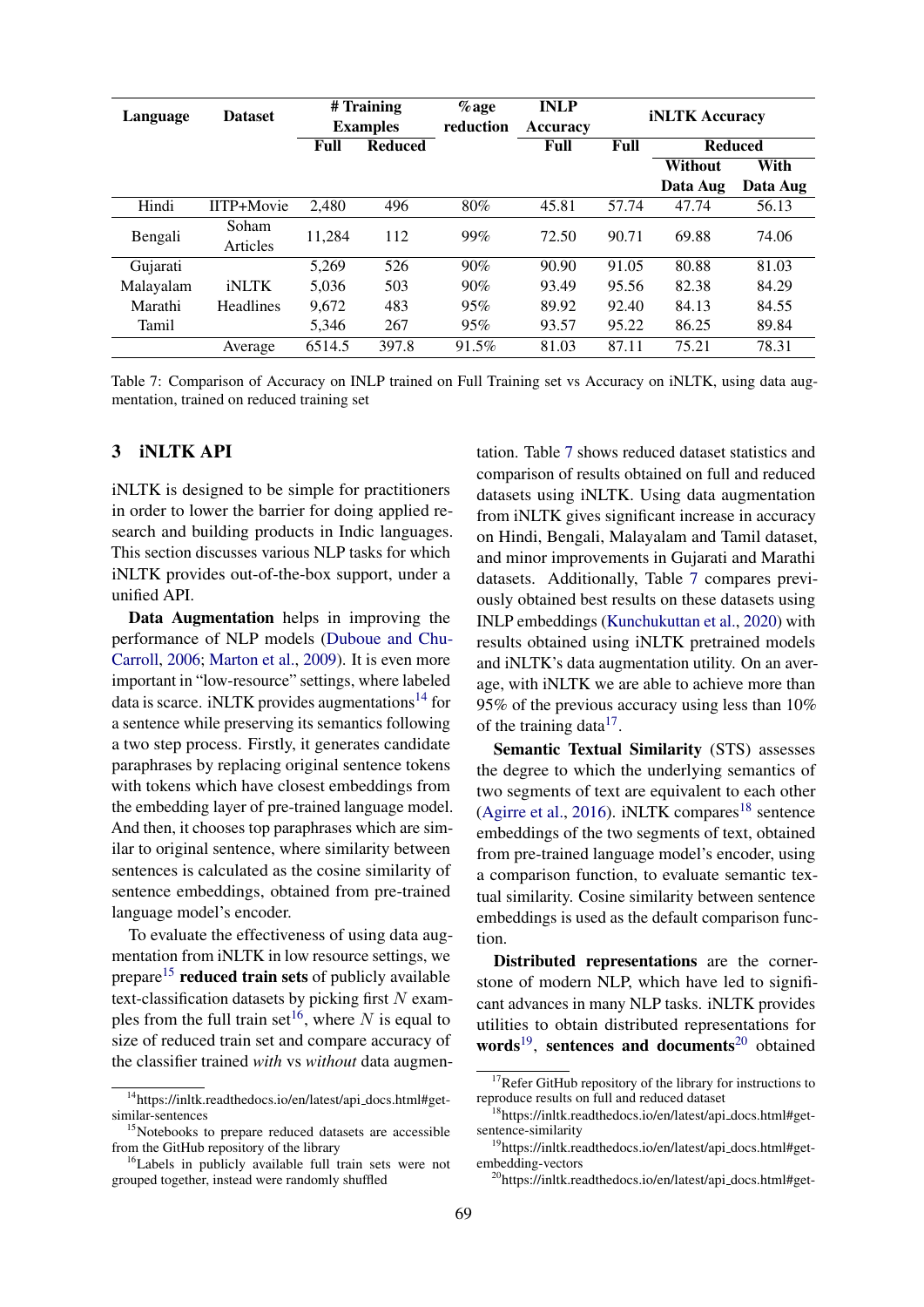| Language | Dataset | # Training Examples | | %age reduction | INLP Accuracy | iNLTK Accuracy | | |
|---|---|---|---|---|---|---|---|---|
| | | Full | Reduced | | Full | Full | Reduced | |
| | | | | | | | Without Data Aug | With Data Aug |
| Hindi | IITP+Movie | 2,480 | 496 | 80% | 45.81 | 57.74 | 47.74 | 56.13 |
| Bengali | Soham Articles | 11,284 | 112 | 99% | 72.50 | 90.71 | 69.88 | 74.06 |
| Gujarati | iNLTK Headlines | 5,269 | 526 | 90% | 90.90 | 91.05 | 80.88 | 81.03 |
| Malayalam | | 5,036 | 503 | 90% | 93.49 | 95.56 | 82.38 | 84.29 |
| Marathi | | 9,672 | 483 | 95% | 89.92 | 92.40 | 84.13 | 84.55 |
| Tamil | | 5,346 | 267 | 95% | 93.57 | 95.22 | 86.25 | 89.84 |
| | Average | 6514.5 | 397.8 | 91.5% | 81.03 | 87.11 | 75.21 | 78.31 |

Table 7: Comparison of Accuracy on INLP trained on Full Training set vs Accuracy on iNLTK, using data augmentation, trained on reduced training set

## 3 iNLTK API

iNLTK is designed to be simple for practitioners in order to lower the barrier for doing applied research and building products in Indic languages. This section discusses various NLP tasks for which iNLTK provides out-of-the-box support, under a unified API.

**Data Augmentation** helps in improving the performance of NLP models (Duboue and Chu-Carroll, 2006; Marton et al., 2009). It is even more important in "low-resource" settings, where labeled data is scarce. iNLTK provides augmentations[14] for a sentence while preserving its semantics following a two step process. Firstly, it generates candidate paraphrases by replacing original sentence tokens with tokens which have closest embeddings from the embedding layer of pre-trained language model. And then, it chooses top paraphrases which are similar to original sentence, where similarity between sentences is calculated as the cosine similarity of sentence embeddings, obtained from pre-trained language model's encoder.

To evaluate the effectiveness of using data augmentation from iNLTK in low resource settings, we prepare[15] **reduced train sets** of publicly available text-classification datasets by picking first $N$ examples from the full train set[16], where $N$ is equal to size of reduced train set and compare accuracy of the classifier trained *with* vs *without* data augmentation. Table 7 shows reduced dataset statistics and comparison of results obtained on full and reduced datasets using iNLTK. Using data augmentation from iNLTK gives significant increase in accuracy on Hindi, Bengali, Malayalam and Tamil dataset, and minor improvements in Gujarati and Marathi datasets. Additionally, Table 7 compares previously obtained best results on these datasets using INLP embeddings (Kunchukuttan et al., 2020) with results obtained using iNLTK pretrained models and iNLTK's data augmentation utility. On an average, with iNLTK we are able to achieve more than 95% of the previous accuracy using less than 10% of the training data[17].

**Semantic Textual Similarity** (STS) assesses the degree to which the underlying semantics of two segments of text are equivalent to each other (Agirre et al., 2016). iNLTK compares[18] sentence embeddings of the two segments of text, obtained from pre-trained language model's encoder, using a comparison function, to evaluate semantic textual similarity. Cosine similarity between sentence embeddings is used as the default comparison function.

**Distributed representations** are the cornerstone of modern NLP, which have led to significant advances in many NLP tasks. iNLTK provides utilities to obtain distributed representations for **words**[19], **sentences and documents**[20] obtained

[14] https://inltk.readthedocs.io/en/latest/api_docs.html#get-similar-sentences

[15] Notebooks to prepare reduced datasets are accessible from the GitHub repository of the library

[16] Labels in publicly available full train sets were not grouped together, instead were randomly shuffled

[17] Refer GitHub repository of the library for instructions to reproduce results on full and reduced dataset

[18] https://inltk.readthedocs.io/en/latest/api_docs.html#get-sentence-similarity

[19] https://inltk.readthedocs.io/en/latest/api_docs.html#get-embedding-vectors

[20] https://inltk.readthedocs.io/en/latest/api_docs.html#get-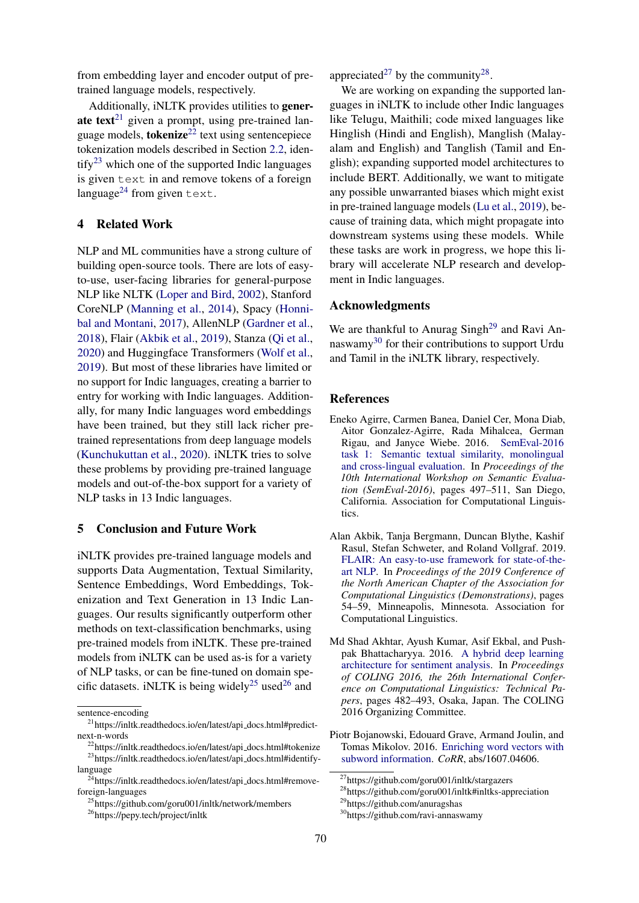from embedding layer and encoder output of pre-trained language models, respectively.

Additionally, iNLTK provides utilities to **generate text**[21] given a prompt, using pre-trained language models, **tokenize**[22] text using sentencepiece tokenization models described in Section 2.2, identify[23] which one of the supported Indic languages is given `text` in and remove tokens of a foreign language[24] from given `text`.

## 4 Related Work

NLP and ML communities have a strong culture of building open-source tools. There are lots of easy-to-use, user-facing libraries for general-purpose NLP like NLTK (Loper and Bird, 2002), Stanford CoreNLP (Manning et al., 2014), Spacy (Honnibal and Montani, 2017), AllenNLP (Gardner et al., 2018), Flair (Akbik et al., 2019), Stanza (Qi et al., 2020) and Huggingface Transformers (Wolf et al., 2019). But most of these libraries have limited or no support for Indic languages, creating a barrier to entry for working with Indic languages. Additionally, for many Indic languages word embeddings have been trained, but they still lack richer pre-trained representations from deep language models (Kunchukuttan et al., 2020). iNLTK tries to solve these problems by providing pre-trained language models and out-of-the-box support for a variety of NLP tasks in 13 Indic languages.

## 5 Conclusion and Future Work

iNLTK provides pre-trained language models and supports Data Augmentation, Textual Similarity, Sentence Embeddings, Word Embeddings, Tokenization and Text Generation in 13 Indic Languages. Our results significantly outperform other methods on text-classification benchmarks, using pre-trained models from iNLTK. These pre-trained models from iNLTK can be used as-is for a variety of NLP tasks, or can be fine-tuned on domain specific datasets. iNLTK is being widely[25] used[26] and appreciated[27] by the community[28].

We are working on expanding the supported languages in iNLTK to include other Indic languages like Telugu, Maithili; code mixed languages like Hinglish (Hindi and English), Manglish (Malayalam and English) and Tanglish (Tamil and English); expanding supported model architectures to include BERT. Additionally, we want to mitigate any possible unwarranted biases which might exist in pre-trained language models (Lu et al., 2019), because of training data, which might propagate into downstream systems using these models. While these tasks are work in progress, we hope this library will accelerate NLP research and development in Indic languages.

## Acknowledgments

We are thankful to Anurag Singh[29] and Ravi Annaswamy[30] for their contributions to support Urdu and Tamil in the iNLTK library, respectively.

## References

Eneko Agirre, Carmen Banea, Daniel Cer, Mona Diab, Aitor Gonzalez-Agirre, Rada Mihalcea, German Rigau, and Janyce Wiebe. 2016. SemEval-2016 task 1: Semantic textual similarity, monolingual and cross-lingual evaluation. In *Proceedings of the 10th International Workshop on Semantic Evaluation (SemEval-2016)*, pages 497–511, San Diego, California. Association for Computational Linguistics.

Alan Akbik, Tanja Bergmann, Duncan Blythe, Kashif Rasul, Stefan Schweter, and Roland Vollgraf. 2019. FLAIR: An easy-to-use framework for state-of-the-art NLP. In *Proceedings of the 2019 Conference of the North American Chapter of the Association for Computational Linguistics (Demonstrations)*, pages 54–59, Minneapolis, Minnesota. Association for Computational Linguistics.

Md Shad Akhtar, Ayush Kumar, Asif Ekbal, and Pushpak Bhattacharyya. 2016. A hybrid deep learning architecture for sentiment analysis. In *Proceedings of COLING 2016, the 26th International Conference on Computational Linguistics: Technical Papers*, pages 482–493, Osaka, Japan. The COLING 2016 Organizing Committee.

Piotr Bojanowski, Edouard Grave, Armand Joulin, and Tomas Mikolov. 2016. Enriching word vectors with subword information. *CoRR*, abs/1607.04606.

---

sentence-encoding

[21] https://inltk.readthedocs.io/en/latest/api_docs.html#predict-next-n-words

[22] https://inltk.readthedocs.io/en/latest/api_docs.html#tokenize

[23] https://inltk.readthedocs.io/en/latest/api_docs.html#identify-language

[24] https://inltk.readthedocs.io/en/latest/api_docs.html#remove-foreign-languages

[25] https://github.com/goru001/inltk/network/members

[26] https://pepy.tech/project/inltk

[27] https://github.com/goru001/inltk/stargazers

[28] https://github.com/goru001/inltk#inltks-appreciation

[29] https://github.com/anuragshas

[30] https://github.com/ravi-annaswamy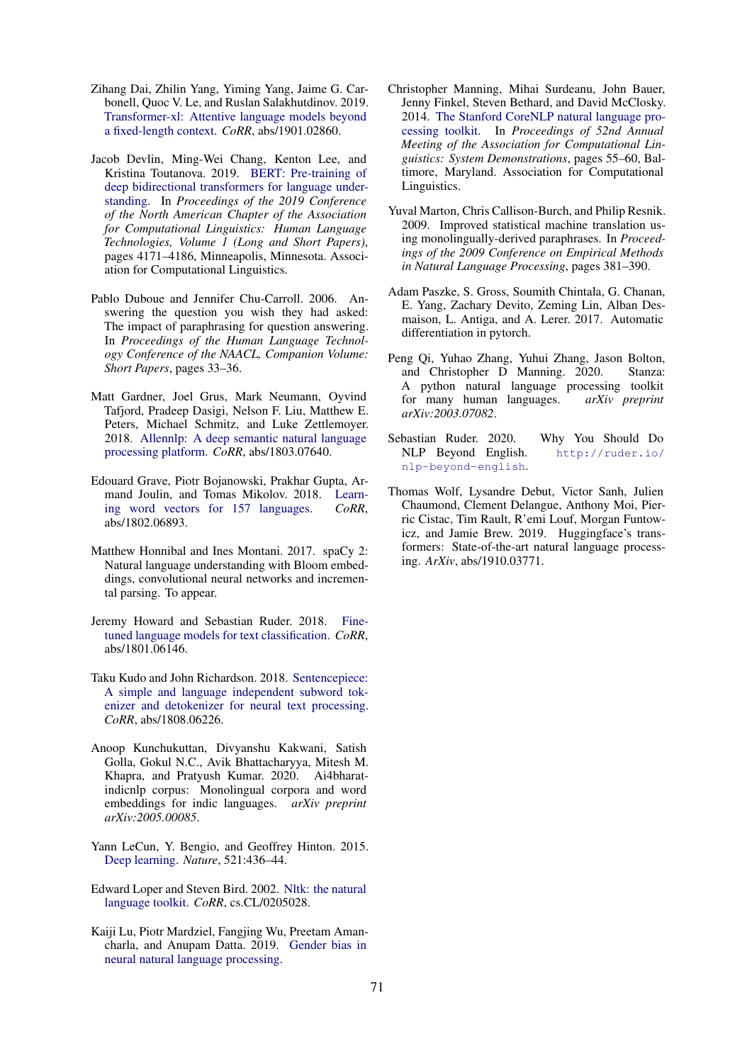Zihang Dai, Zhilin Yang, Yiming Yang, Jaime G. Carbonell, Quoc V. Le, and Ruslan Salakhutdinov. 2019. Transformer-xl: Attentive language models beyond a fixed-length context. *CoRR*, abs/1901.02860.

Jacob Devlin, Ming-Wei Chang, Kenton Lee, and Kristina Toutanova. 2019. BERT: Pre-training of deep bidirectional transformers for language understanding. In *Proceedings of the 2019 Conference of the North American Chapter of the Association for Computational Linguistics: Human Language Technologies, Volume 1 (Long and Short Papers)*, pages 4171–4186, Minneapolis, Minnesota. Association for Computational Linguistics.

Pablo Duboue and Jennifer Chu-Carroll. 2006. Answering the question you wish they had asked: The impact of paraphrasing for question answering. In *Proceedings of the Human Language Technology Conference of the NAACL, Companion Volume: Short Papers*, pages 33–36.

Matt Gardner, Joel Grus, Mark Neumann, Oyvind Tafjord, Pradeep Dasigi, Nelson F. Liu, Matthew E. Peters, Michael Schmitz, and Luke Zettlemoyer. 2018. Allennlp: A deep semantic natural language processing platform. *CoRR*, abs/1803.07640.

Edouard Grave, Piotr Bojanowski, Prakhar Gupta, Armand Joulin, and Tomas Mikolov. 2018. Learning word vectors for 157 languages. *CoRR*, abs/1802.06893.

Matthew Honnibal and Ines Montani. 2017. spaCy 2: Natural language understanding with Bloom embeddings, convolutional neural networks and incremental parsing. To appear.

Jeremy Howard and Sebastian Ruder. 2018. Fine-tuned language models for text classification. *CoRR*, abs/1801.06146.

Taku Kudo and John Richardson. 2018. Sentencepiece: A simple and language independent subword tokenizer and detokenizer for neural text processing. *CoRR*, abs/1808.06226.

Anoop Kunchukuttan, Divyanshu Kakwani, Satish Golla, Gokul N.C., Avik Bhattacharyya, Mitesh M. Khapra, and Pratyush Kumar. 2020. Ai4bharat-indicnlp corpus: Monolingual corpora and word embeddings for indic languages. *arXiv preprint arXiv:2005.00085*.

Yann LeCun, Y. Bengio, and Geoffrey Hinton. 2015. Deep learning. *Nature*, 521:436–44.

Edward Loper and Steven Bird. 2002. Nltk: the natural language toolkit. *CoRR*, cs.CL/0205028.

Kaiji Lu, Piotr Mardziel, Fangjing Wu, Preetam Amancharla, and Anupam Datta. 2019. Gender bias in neural natural language processing.

Christopher Manning, Mihai Surdeanu, John Bauer, Jenny Finkel, Steven Bethard, and David McClosky. 2014. The Stanford CoreNLP natural language processing toolkit. In *Proceedings of 52nd Annual Meeting of the Association for Computational Linguistics: System Demonstrations*, pages 55–60, Baltimore, Maryland. Association for Computational Linguistics.

Yuval Marton, Chris Callison-Burch, and Philip Resnik. 2009. Improved statistical machine translation using monolingually-derived paraphrases. In *Proceedings of the 2009 Conference on Empirical Methods in Natural Language Processing*, pages 381–390.

Adam Paszke, S. Gross, Soumith Chintala, G. Chanan, E. Yang, Zachary Devito, Zeming Lin, Alban Desmaison, L. Antiga, and A. Lerer. 2017. Automatic differentiation in pytorch.

Peng Qi, Yuhao Zhang, Yuhui Zhang, Jason Bolton, and Christopher D Manning. 2020. Stanza: A python natural language processing toolkit for many human languages. *arXiv preprint arXiv:2003.07082*.

Sebastian Ruder. 2020. Why You Should Do NLP Beyond English. http://ruder.io/nlp-beyond-english.

Thomas Wolf, Lysandre Debut, Victor Sanh, Julien Chaumond, Clement Delangue, Anthony Moi, Pierric Cistac, Tim Rault, R'emi Louf, Morgan Funtowicz, and Jamie Brew. 2019. Huggingface's transformers: State-of-the-art natural language processing. *ArXiv*, abs/1910.03771.